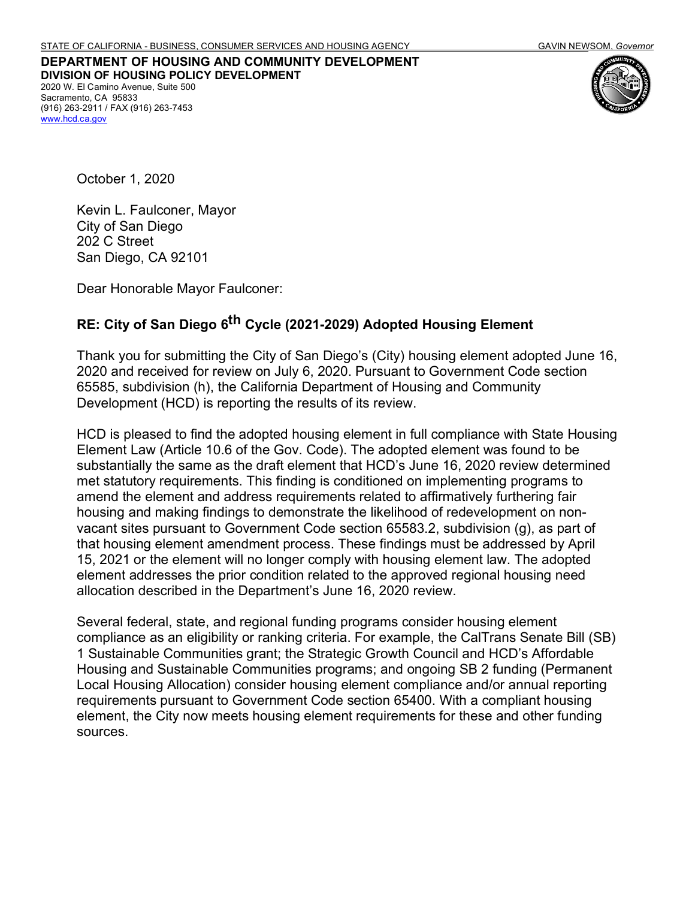STATE OF CALIFORNIA - BUSINESS, CONSUMER SERVICES AND HOUSING AGENCY GAVIN NEWSOM, *Governor*

**DEPARTMENT OF HOUSING AND COMMUNITY DEVELOPMENT**
**DIVISION OF HOUSING POLICY DEVELOPMENT**
2020 W. El Camino Avenue, Suite 500
Sacramento, CA 95833
(916) 263-2911 / FAX (916) 263-7453
www.hcd.ca.gov

October 1, 2020

Kevin L. Faulconer, Mayor
City of San Diego
202 C Street
San Diego, CA 92101

Dear Honorable Mayor Faulconer:

**RE: City of San Diego 6th Cycle (2021-2029) Adopted Housing Element**

Thank you for submitting the City of San Diego's (City) housing element adopted June 16, 2020 and received for review on July 6, 2020. Pursuant to Government Code section 65585, subdivision (h), the California Department of Housing and Community Development (HCD) is reporting the results of its review.

HCD is pleased to find the adopted housing element in full compliance with State Housing Element Law (Article 10.6 of the Gov. Code). The adopted element was found to be substantially the same as the draft element that HCD's June 16, 2020 review determined met statutory requirements. This finding is conditioned on implementing programs to amend the element and address requirements related to affirmatively furthering fair housing and making findings to demonstrate the likelihood of redevelopment on non-vacant sites pursuant to Government Code section 65583.2, subdivision (g), as part of that housing element amendment process. These findings must be addressed by April 15, 2021 or the element will no longer comply with housing element law. The adopted element addresses the prior condition related to the approved regional housing need allocation described in the Department's June 16, 2020 review.

Several federal, state, and regional funding programs consider housing element compliance as an eligibility or ranking criteria. For example, the CalTrans Senate Bill (SB) 1 Sustainable Communities grant; the Strategic Growth Council and HCD's Affordable Housing and Sustainable Communities programs; and ongoing SB 2 funding (Permanent Local Housing Allocation) consider housing element compliance and/or annual reporting requirements pursuant to Government Code section 65400. With a compliant housing element, the City now meets housing element requirements for these and other funding sources.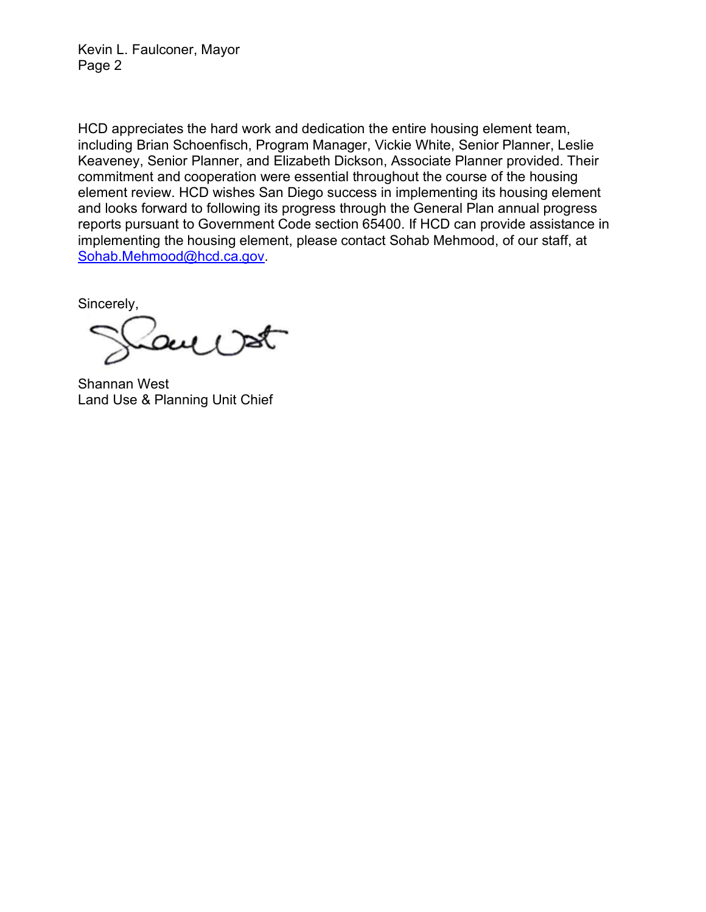HCD appreciates the hard work and dedication the entire housing element team, including Brian Schoenfisch, Program Manager, Vickie White, Senior Planner, Leslie Keaveney, Senior Planner, and Elizabeth Dickson, Associate Planner provided. Their commitment and cooperation were essential throughout the course of the housing element review. HCD wishes San Diego success in implementing its housing element and looks forward to following its progress through the General Plan annual progress reports pursuant to Government Code section 65400. If HCD can provide assistance in implementing the housing element, please contact Sohab Mehmood, of our staff, at Sohab.Mehmood@hcd.ca.gov.

Sincerely,

Shannan West
Land Use & Planning Unit Chief